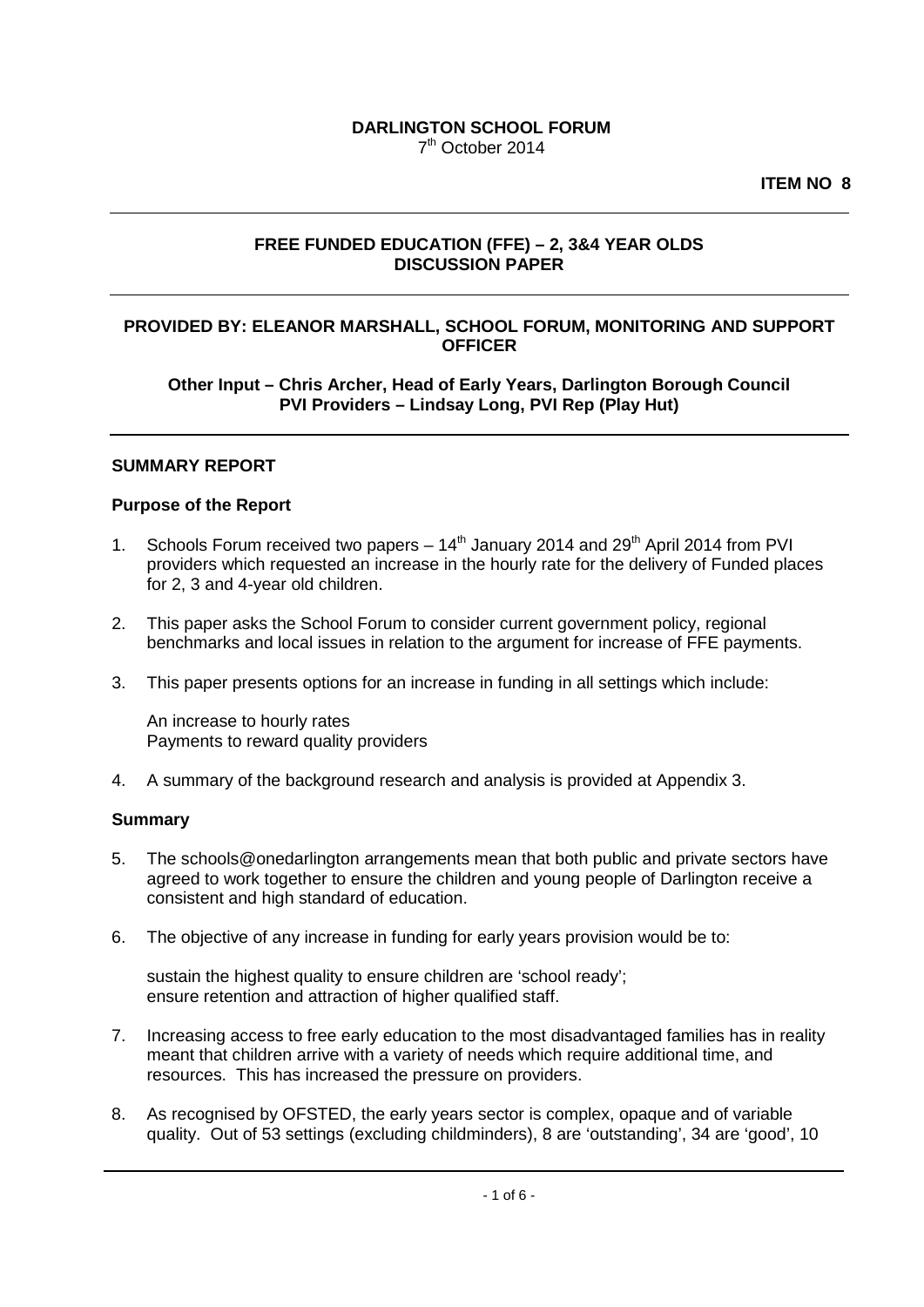**DARLINGTON SCHOOL FORUM**
7th October 2014

**ITEM NO 8**

---

**FREE FUNDED EDUCATION (FFE) – 2, 3&4 YEAR OLDS**
**DISCUSSION PAPER**

---

**PROVIDED BY: ELEANOR MARSHALL, SCHOOL FORUM, MONITORING AND SUPPORT OFFICER**

**Other Input – Chris Archer, Head of Early Years, Darlington Borough Council**
**PVI Providers – Lindsay Long, PVI Rep (Play Hut)**

---

## SUMMARY REPORT

### Purpose of the Report

1. Schools Forum received two papers – 14th January 2014 and 29th April 2014 from PVI providers which requested an increase in the hourly rate for the delivery of Funded places for 2, 3 and 4-year old children.

2. This paper asks the School Forum to consider current government policy, regional benchmarks and local issues in relation to the argument for increase of FFE payments.

3. This paper presents options for an increase in funding in all settings which include:

   An increase to hourly rates
   Payments to reward quality providers

4. A summary of the background research and analysis is provided at Appendix 3.

### Summary

5. The schools@onedarlington arrangements mean that both public and private sectors have agreed to work together to ensure the children and young people of Darlington receive a consistent and high standard of education.

6. The objective of any increase in funding for early years provision would be to:

   sustain the highest quality to ensure children are 'school ready';
   ensure retention and attraction of higher qualified staff.

7. Increasing access to free early education to the most disadvantaged families has in reality meant that children arrive with a variety of needs which require additional time, and resources. This has increased the pressure on providers.

8. As recognised by OFSTED, the early years sector is complex, opaque and of variable quality. Out of 53 settings (excluding childminders), 8 are 'outstanding', 34 are 'good', 10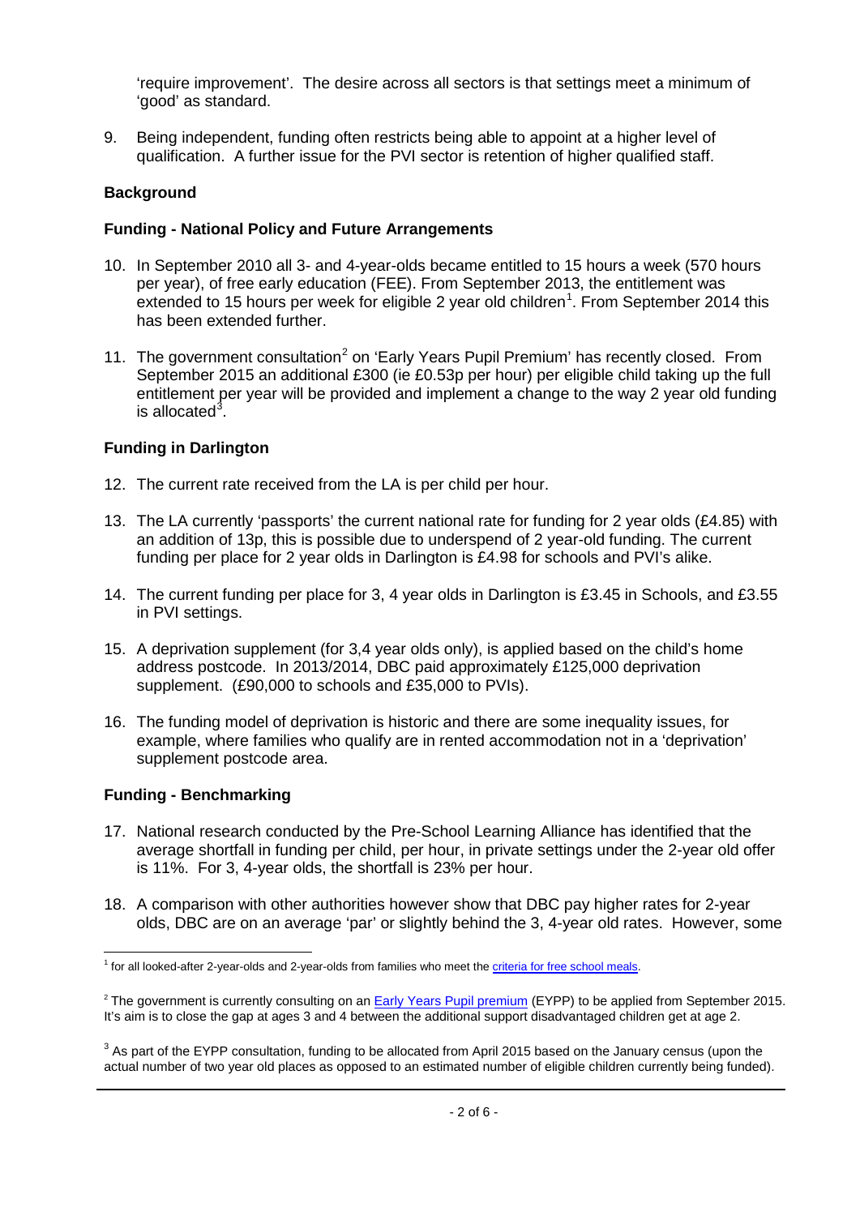'require improvement'. The desire across all sectors is that settings meet a minimum of 'good' as standard.

9. Being independent, funding often restricts being able to appoint at a higher level of qualification. A further issue for the PVI sector is retention of higher qualified staff.

## Background

### Funding - National Policy and Future Arrangements

10. In September 2010 all 3- and 4-year-olds became entitled to 15 hours a week (570 hours per year), of free early education (FEE). From September 2013, the entitlement was extended to 15 hours per week for eligible 2 year old children[1]. From September 2014 this has been extended further.

11. The government consultation[2] on 'Early Years Pupil Premium' has recently closed. From September 2015 an additional £300 (ie £0.53p per hour) per eligible child taking up the full entitlement per year will be provided and implement a change to the way 2 year old funding is allocated[3].

### Funding in Darlington

12. The current rate received from the LA is per child per hour.

13. The LA currently 'passports' the current national rate for funding for 2 year olds (£4.85) with an addition of 13p, this is possible due to underspend of 2 year-old funding. The current funding per place for 2 year olds in Darlington is £4.98 for schools and PVI's alike.

14. The current funding per place for 3, 4 year olds in Darlington is £3.45 in Schools, and £3.55 in PVI settings.

15. A deprivation supplement (for 3,4 year olds only), is applied based on the child's home address postcode. In 2013/2014, DBC paid approximately £125,000 deprivation supplement. (£90,000 to schools and £35,000 to PVIs).

16. The funding model of deprivation is historic and there are some inequality issues, for example, where families who qualify are in rented accommodation not in a 'deprivation' supplement postcode area.

### Funding - Benchmarking

17. National research conducted by the Pre-School Learning Alliance has identified that the average shortfall in funding per child, per hour, in private settings under the 2-year old offer is 11%. For 3, 4-year olds, the shortfall is 23% per hour.

18. A comparison with other authorities however show that DBC pay higher rates for 2-year olds, DBC are on an average 'par' or slightly behind the 3, 4-year old rates. However, some

---

[1] for all looked-after 2-year-olds and 2-year-olds from families who meet the criteria for free school meals.

[2] The government is currently consulting on an Early Years Pupil premium (EYPP) to be applied from September 2015. It's aim is to close the gap at ages 3 and 4 between the additional support disadvantaged children get at age 2.

[3] As part of the EYPP consultation, funding to be allocated from April 2015 based on the January census (upon the actual number of two year old places as opposed to an estimated number of eligible children currently being funded).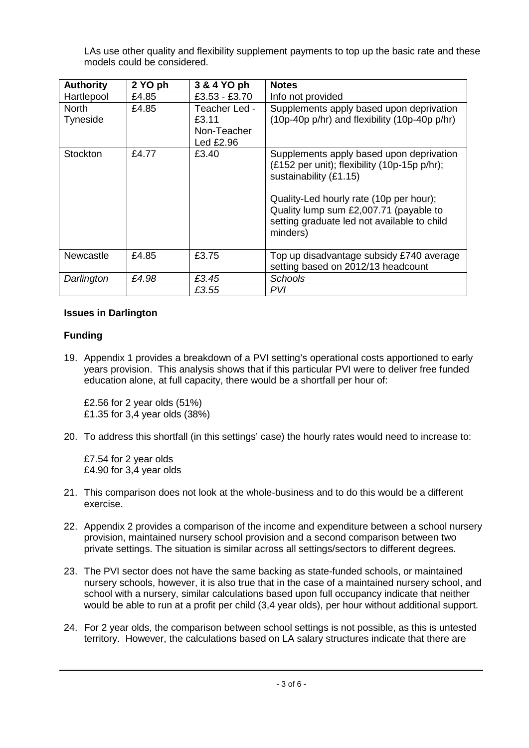LAs use other quality and flexibility supplement payments to top up the basic rate and these models could be considered.

| Authority | 2 YO ph | 3 & 4 YO ph | Notes |
| --- | --- | --- | --- |
| Hartlepool | £4.85 | £3.53 - £3.70 | Info not provided |
| North Tyneside | £4.85 | Teacher Led - £3.11<br>Non-Teacher Led £2.96 | Supplements apply based upon deprivation (10p-40p p/hr) and flexibility (10p-40p p/hr) |
| Stockton | £4.77 | £3.40 | Supplements apply based upon deprivation (£152 per unit); flexibility (10p-15p p/hr); sustainability (£1.15)<br><br>Quality-Led hourly rate (10p per hour); Quality lump sum £2,007.71 (payable to setting graduate led not available to child minders) |
| Newcastle | £4.85 | £3.75 | Top up disadvantage subsidy £740 average setting based on 2012/13 headcount |
| *Darlington* | *£4.98* | *£3.45* | *Schools* |
| | | *£3.55* | *PVI* |

**Issues in Darlington**

**Funding**

19. Appendix 1 provides a breakdown of a PVI setting's operational costs apportioned to early years provision. This analysis shows that if this particular PVI were to deliver free funded education alone, at full capacity, there would be a shortfall per hour of:

    £2.56 for 2 year olds (51%)
    £1.35 for 3,4 year olds (38%)

20. To address this shortfall (in this settings' case) the hourly rates would need to increase to:

    £7.54 for 2 year olds
    £4.90 for 3,4 year olds

21. This comparison does not look at the whole-business and to do this would be a different exercise.

22. Appendix 2 provides a comparison of the income and expenditure between a school nursery provision, maintained nursery school provision and a second comparison between two private settings. The situation is similar across all settings/sectors to different degrees.

23. The PVI sector does not have the same backing as state-funded schools, or maintained nursery schools, however, it is also true that in the case of a maintained nursery school, and school with a nursery, similar calculations based upon full occupancy indicate that neither would be able to run at a profit per child (3,4 year olds), per hour without additional support.

24. For 2 year olds, the comparison between school settings is not possible, as this is untested territory. However, the calculations based on LA salary structures indicate that there are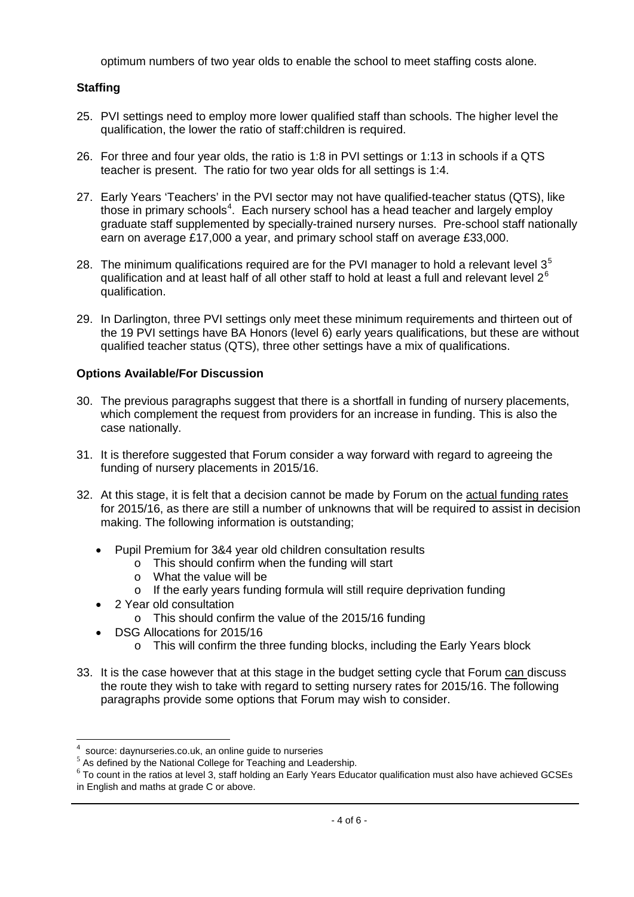optimum numbers of two year olds to enable the school to meet staffing costs alone.

**Staffing**

25. PVI settings need to employ more lower qualified staff than schools. The higher level the qualification, the lower the ratio of staff:children is required.

26. For three and four year olds, the ratio is 1:8 in PVI settings or 1:13 in schools if a QTS teacher is present. The ratio for two year olds for all settings is 1:4.

27. Early Years 'Teachers' in the PVI sector may not have qualified-teacher status (QTS), like those in primary schools[4]. Each nursery school has a head teacher and largely employ graduate staff supplemented by specially-trained nursery nurses. Pre-school staff nationally earn on average £17,000 a year, and primary school staff on average £33,000.

28. The minimum qualifications required are for the PVI manager to hold a relevant level 3[5] qualification and at least half of all other staff to hold at least a full and relevant level 2[6] qualification.

29. In Darlington, three PVI settings only meet these minimum requirements and thirteen out of the 19 PVI settings have BA Honors (level 6) early years qualifications, but these are without qualified teacher status (QTS), three other settings have a mix of qualifications.

**Options Available/For Discussion**

30. The previous paragraphs suggest that there is a shortfall in funding of nursery placements, which complement the request from providers for an increase in funding. This is also the case nationally.

31. It is therefore suggested that Forum consider a way forward with regard to agreeing the funding of nursery placements in 2015/16.

32. At this stage, it is felt that a decision cannot be made by Forum on the actual funding rates for 2015/16, as there are still a number of unknowns that will be required to assist in decision making. The following information is outstanding;

    - Pupil Premium for 3&4 year old children consultation results
        - This should confirm when the funding will start
        - What the value will be
        - If the early years funding formula will still require deprivation funding
    - 2 Year old consultation
        - This should confirm the value of the 2015/16 funding
    - DSG Allocations for 2015/16
        - This will confirm the three funding blocks, including the Early Years block

33. It is the case however that at this stage in the budget setting cycle that Forum can discuss the route they wish to take with regard to setting nursery rates for 2015/16. The following paragraphs provide some options that Forum may wish to consider.

---

[4] source: daynurseries.co.uk, an online guide to nurseries

[5] As defined by the National College for Teaching and Leadership.

[6] To count in the ratios at level 3, staff holding an Early Years Educator qualification must also have achieved GCSEs in English and maths at grade C or above.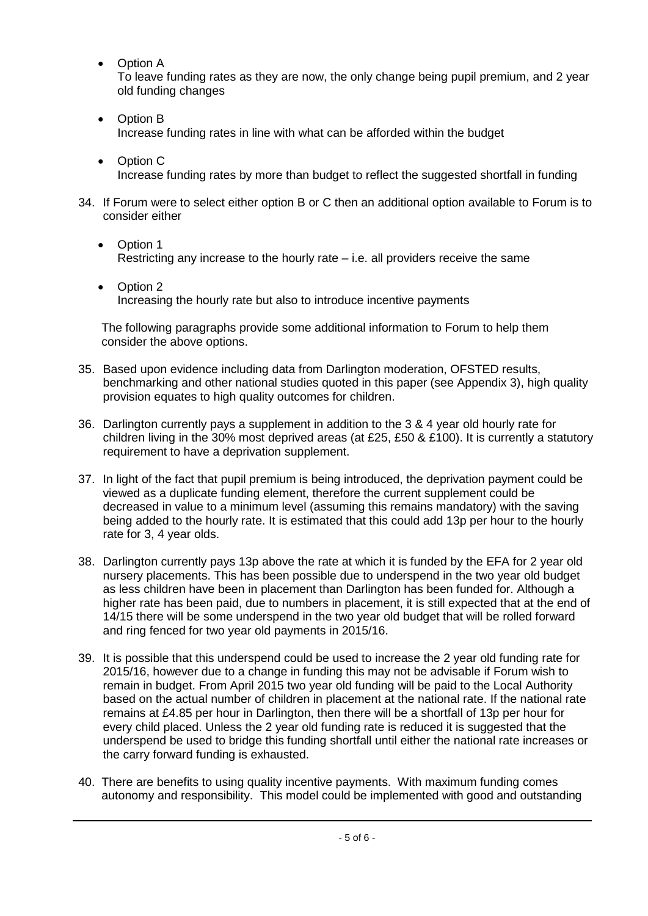- Option A
  To leave funding rates as they are now, the only change being pupil premium, and 2 year old funding changes

- Option B
  Increase funding rates in line with what can be afforded within the budget

- Option C
  Increase funding rates by more than budget to reflect the suggested shortfall in funding

34. If Forum were to select either option B or C then an additional option available to Forum is to consider either

    - Option 1
      Restricting any increase to the hourly rate – i.e. all providers receive the same

    - Option 2
      Increasing the hourly rate but also to introduce incentive payments

    The following paragraphs provide some additional information to Forum to help them consider the above options.

35. Based upon evidence including data from Darlington moderation, OFSTED results, benchmarking and other national studies quoted in this paper (see Appendix 3), high quality provision equates to high quality outcomes for children.

36. Darlington currently pays a supplement in addition to the 3 & 4 year old hourly rate for children living in the 30% most deprived areas (at £25, £50 & £100). It is currently a statutory requirement to have a deprivation supplement.

37. In light of the fact that pupil premium is being introduced, the deprivation payment could be viewed as a duplicate funding element, therefore the current supplement could be decreased in value to a minimum level (assuming this remains mandatory) with the saving being added to the hourly rate. It is estimated that this could add 13p per hour to the hourly rate for 3, 4 year olds.

38. Darlington currently pays 13p above the rate at which it is funded by the EFA for 2 year old nursery placements. This has been possible due to underspend in the two year old budget as less children have been in placement than Darlington has been funded for. Although a higher rate has been paid, due to numbers in placement, it is still expected that at the end of 14/15 there will be some underspend in the two year old budget that will be rolled forward and ring fenced for two year old payments in 2015/16.

39. It is possible that this underspend could be used to increase the 2 year old funding rate for 2015/16, however due to a change in funding this may not be advisable if Forum wish to remain in budget. From April 2015 two year old funding will be paid to the Local Authority based on the actual number of children in placement at the national rate. If the national rate remains at £4.85 per hour in Darlington, then there will be a shortfall of 13p per hour for every child placed. Unless the 2 year old funding rate is reduced it is suggested that the underspend be used to bridge this funding shortfall until either the national rate increases or the carry forward funding is exhausted.

40. There are benefits to using quality incentive payments. With maximum funding comes autonomy and responsibility. This model could be implemented with good and outstanding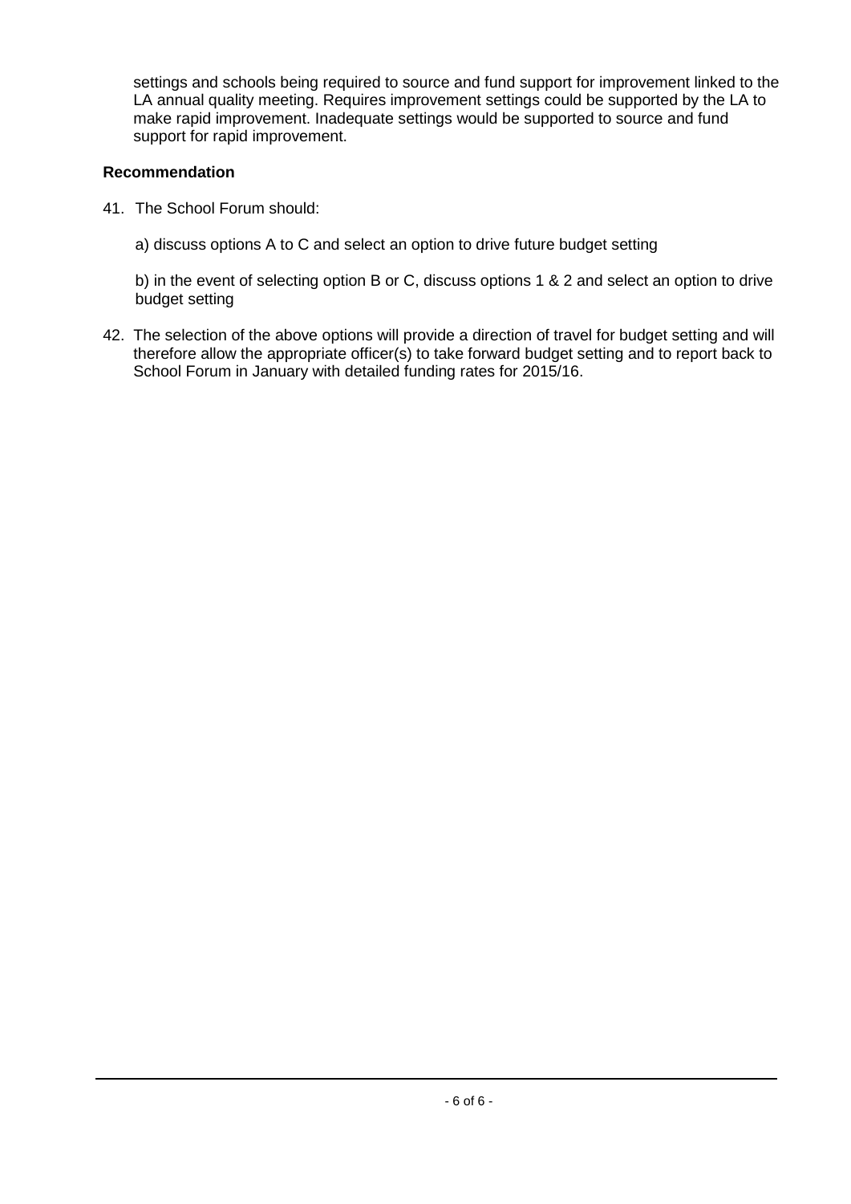settings and schools being required to source and fund support for improvement linked to the LA annual quality meeting. Requires improvement settings could be supported by the LA to make rapid improvement. Inadequate settings would be supported to source and fund support for rapid improvement.

**Recommendation**

41. The School Forum should:

    a) discuss options A to C and select an option to drive future budget setting

    b) in the event of selecting option B or C, discuss options 1 & 2 and select an option to drive budget setting

42. The selection of the above options will provide a direction of travel for budget setting and will therefore allow the appropriate officer(s) to take forward budget setting and to report back to School Forum in January with detailed funding rates for 2015/16.